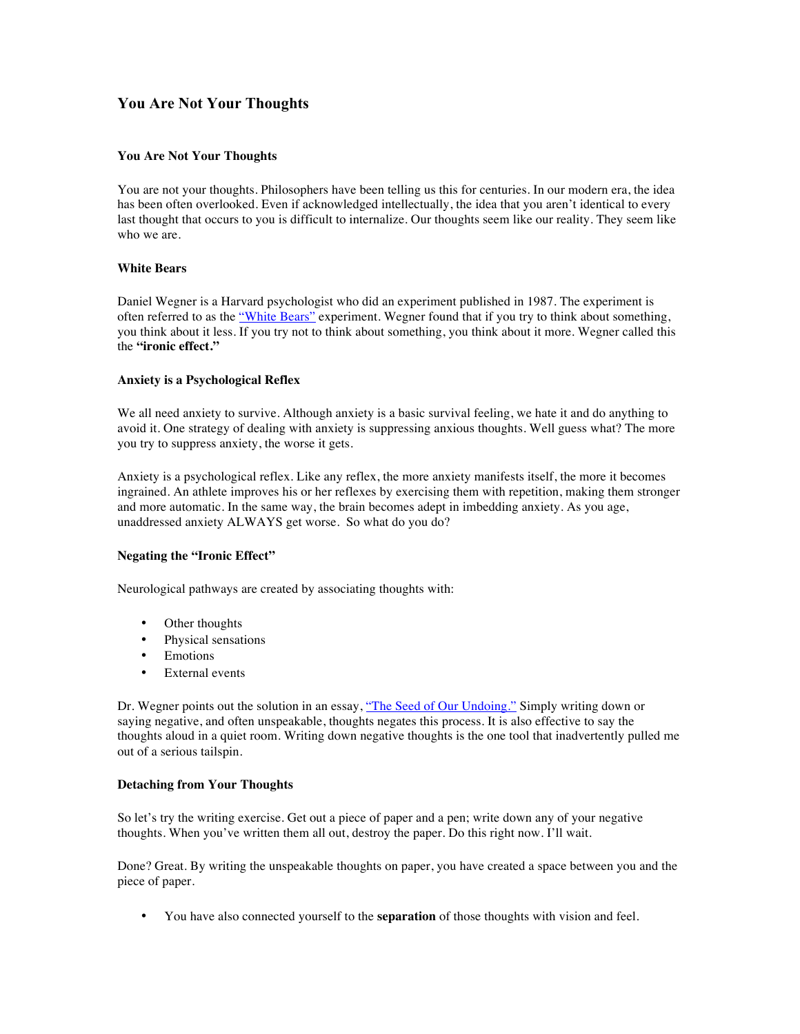# You Are Not Your Thoughts

### You Are Not Your Thoughts

You are not your thoughts. Philosophers have been telling us this for centuries. In our modern era, the idea has been often overlooked. Even if acknowledged intellectually, the idea that you aren't identical to every last thought that occurs to you is difficult to internalize. Our thoughts seem like our reality. They seem like who we are.

### White Bears

Daniel Wegner is a Harvard psychologist who did an experiment published in 1987. The experiment is often referred to as the "White Bears" experiment. Wegner found that if you try to think about something, you think about it less. If you try not to think about something, you think about it more. Wegner called this the **"ironic effect."**

### Anxiety is a Psychological Reflex

We all need anxiety to survive. Although anxiety is a basic survival feeling, we hate it and do anything to avoid it. One strategy of dealing with anxiety is suppressing anxious thoughts. Well guess what? The more you try to suppress anxiety, the worse it gets.

Anxiety is a psychological reflex. Like any reflex, the more anxiety manifests itself, the more it becomes ingrained. An athlete improves his or her reflexes by exercising them with repetition, making them stronger and more automatic. In the same way, the brain becomes adept in imbedding anxiety. As you age, unaddressed anxiety ALWAYS get worse. So what do you do?

### Negating the "Ironic Effect"

Neurological pathways are created by associating thoughts with:

- Other thoughts
- Physical sensations
- Emotions
- External events

Dr. Wegner points out the solution in an essay, "The Seed of Our Undoing." Simply writing down or saying negative, and often unspeakable, thoughts negates this process. It is also effective to say the thoughts aloud in a quiet room. Writing down negative thoughts is the one tool that inadvertently pulled me out of a serious tailspin.

### Detaching from Your Thoughts

So let's try the writing exercise. Get out a piece of paper and a pen; write down any of your negative thoughts. When you've written them all out, destroy the paper. Do this right now. I'll wait.

Done? Great. By writing the unspeakable thoughts on paper, you have created a space between you and the piece of paper.

- You have also connected yourself to the **separation** of those thoughts with vision and feel.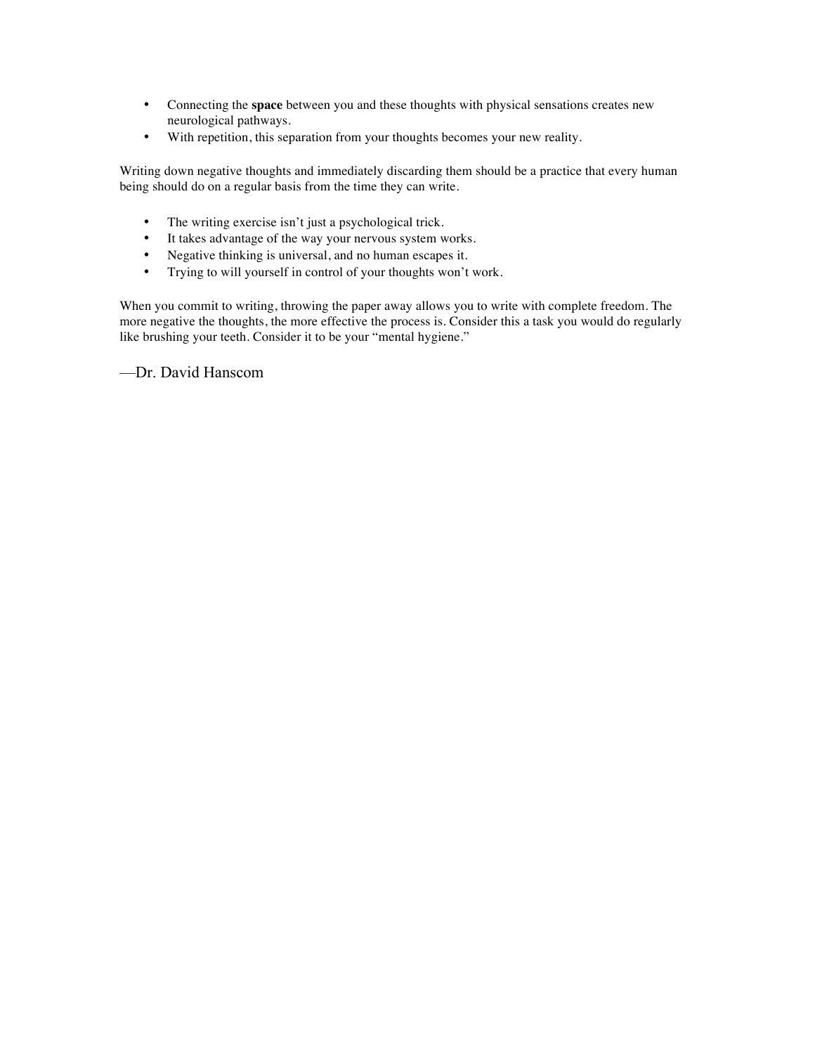- Connecting the **space** between you and these thoughts with physical sensations creates new neurological pathways.
- With repetition, this separation from your thoughts becomes your new reality.

Writing down negative thoughts and immediately discarding them should be a practice that every human being should do on a regular basis from the time they can write.

- The writing exercise isn't just a psychological trick.
- It takes advantage of the way your nervous system works.
- Negative thinking is universal, and no human escapes it.
- Trying to will yourself in control of your thoughts won't work.

When you commit to writing, throwing the paper away allows you to write with complete freedom. The more negative the thoughts, the more effective the process is. Consider this a task you would do regularly like brushing your teeth. Consider it to be your "mental hygiene."

—Dr. David Hanscom